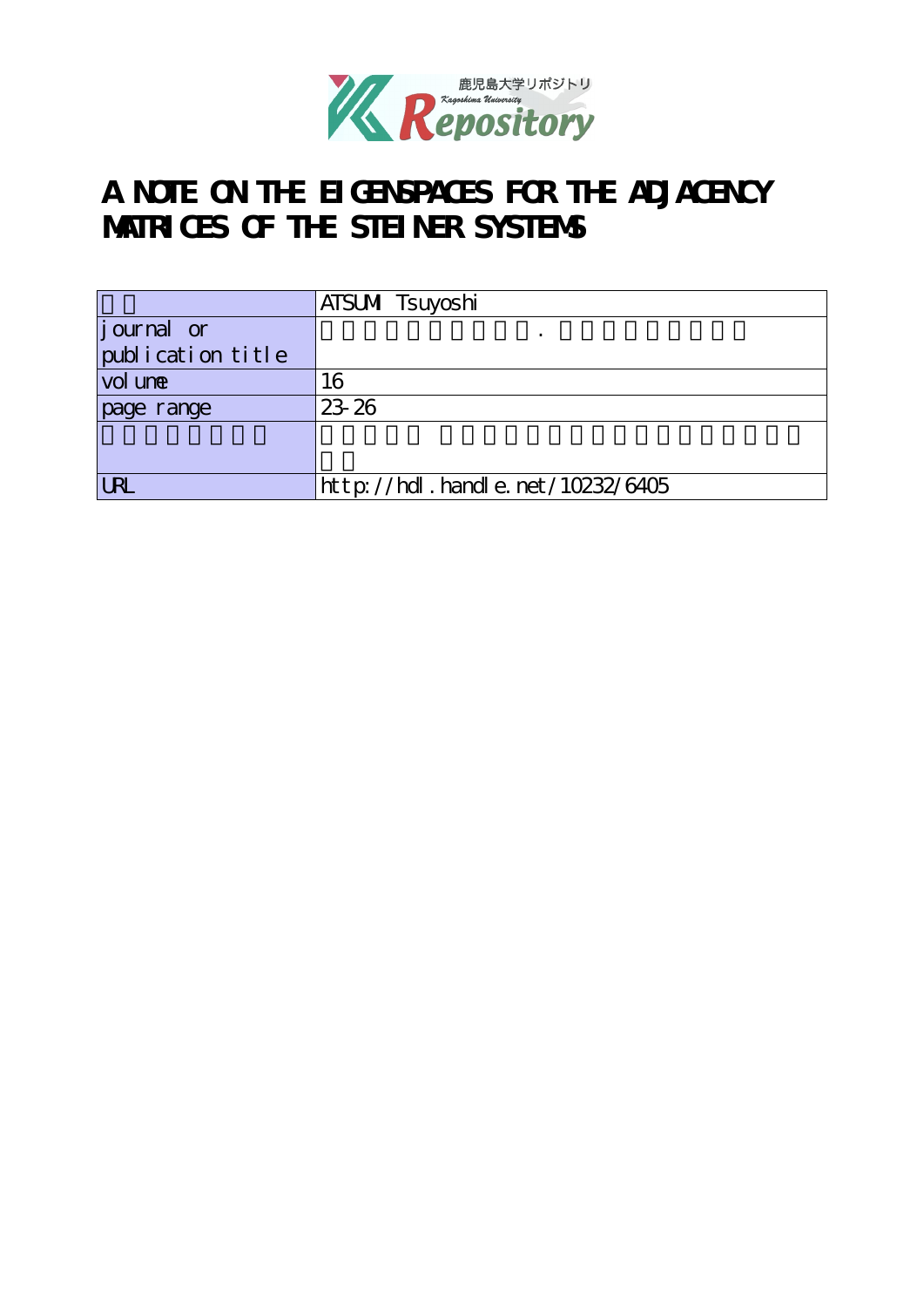鹿児島大学リポジトリ
Kagoshima University
Repository

# A NOTE ON THE EIGENSPACES FOR THE ADJACENCY MATRICES OF THE STEINER SYSTEMS

| | |
|---|---|
| | ATSUMI Tsuyoshi |
| journal or publication title | . |
| volume | 16 |
| page range | 23-26 |
| | |
| URL | http://hdl.handle.net/10232/6405 |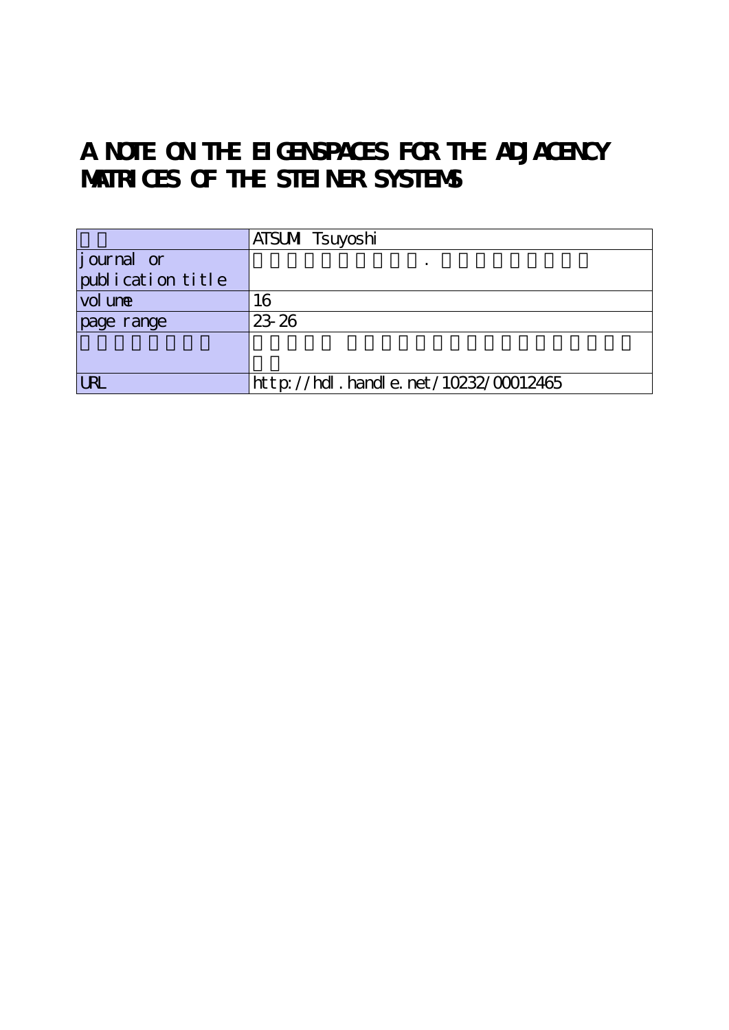# A NOTE ON THE EIGENSPACES FOR THE ADJACENCY MATRICES OF THE STEINER SYSTEMS

| | |
|---|---|
| | ATSUMI Tsuyoshi |
| journal or publication title | |
| volume | 16 |
| page range | 23-26 |
| | |
| URL | http://hdl.handle.net/10232/00012465 |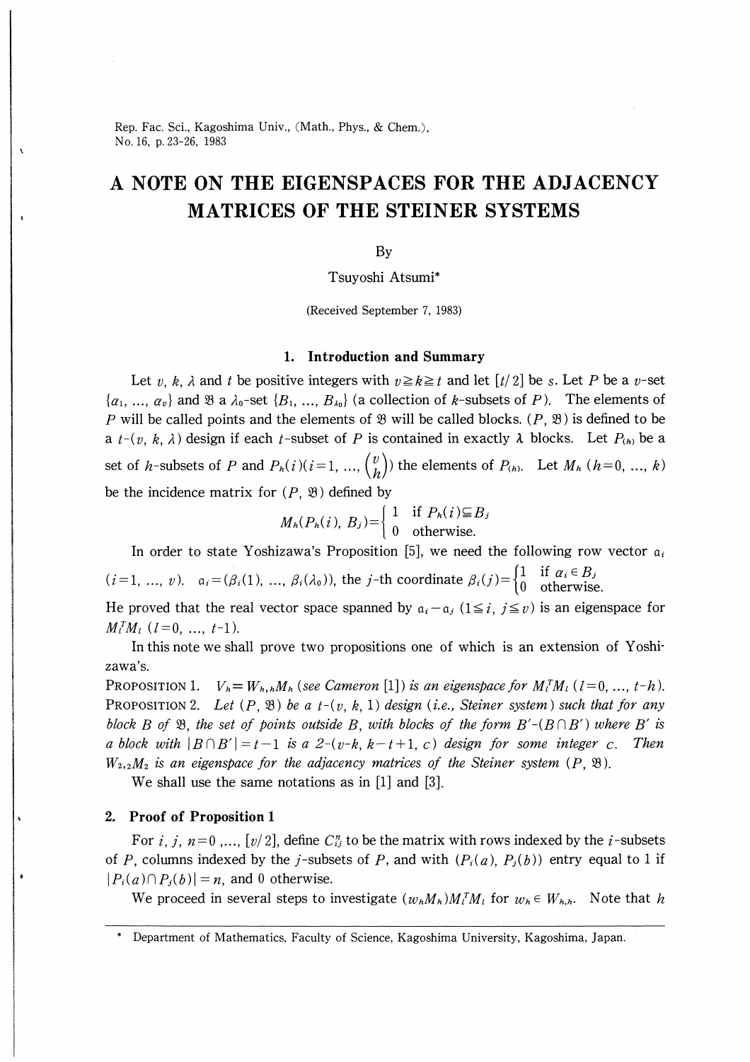Rep. Fac. Sci., Kagoshima Univ., (Math., Phys., & Chem.), No. 16, p. 23-26, 1983

# A NOTE ON THE EIGENSPACES FOR THE ADJACENCY MATRICES OF THE STEINER SYSTEMS

By

Tsuyoshi Atsumi*

(Received September 7, 1983)

## 1. Introduction and Summary

Let $v$, $k$, $\lambda$ and $t$ be positive integers with $v \geqq k \geqq t$ and let $[t/2]$ be $s$. Let $P$ be a $v$-set $\{a_1, \ldots, a_v\}$ and $\mathfrak{B}$ a $\lambda_0$-set $\{B_1, \ldots, B_{\lambda_0}\}$ (a collection of $k$-subsets of $P$). The elements of $P$ will be called points and the elements of $\mathfrak{B}$ will be called blocks. $(P, \mathfrak{B})$ is defined to be a $t$-$(v, k, \lambda)$ design if each $t$-subset of $P$ is contained in exactly $\lambda$ blocks. Let $P_{(h)}$ be a set of $h$-subsets of $P$ and $P_h(i)(i=1, \ldots, \binom{v}{h})$ the elements of $P_{(h)}$. Let $M_h$ $(h=0, \ldots, k)$ be the incidence matrix for $(P, \mathfrak{B})$ defined by

$$M_h(P_h(i), B_j) = \begin{cases} 1 & \text{if } P_h(i) \subseteqq B_j \\ 0 & \text{otherwise.} \end{cases}$$

In order to state Yoshizawa's Proposition [5], we need the following row vector $\mathfrak{a}_i$ $(i=1, \ldots, v)$. $\mathfrak{a}_i = (\beta_i(1), \ldots, \beta_i(\lambda_0))$, the $j$-th coordinate $\beta_i(j) = \begin{cases} 1 & \text{if } a_i \in B_j \\ 0 & \text{otherwise.} \end{cases}$

He proved that the real vector space spanned by $\mathfrak{a}_i - \mathfrak{a}_j$ $(1 \leqq i, j \leqq v)$ is an eigenspace for $M_l^T M_l$ $(l=0, \ldots, t-1)$.

In this note we shall prove two propositions one of which is an extension of Yoshizawa's.

PROPOSITION 1. *$V_h = W_{h,h} M_h$ (see Cameron [1]) is an eigenspace for $M_l^T M_l$ $(l=0, \ldots, t-h)$.*

PROPOSITION 2. *Let $(P, \mathfrak{B})$ be a $t$-$(v, k, 1)$ design (i.e., Steiner system) such that for any block $B$ of $\mathfrak{B}$, the set of points outside $B$, with blocks of the form $B' - (B \cap B')$ where $B'$ is a block with $|B \cap B'| = t-1$ is a $2$-$(v-k, k-t+1, c)$ design for some integer $c$. Then $W_{2,2} M_2$ is an eigenspace for the adjacency matrices of the Steiner system $(P, \mathfrak{B})$.*

We shall use the same notations as in [1] and [3].

## 2. Proof of Proposition 1

For $i, j, n = 0, \ldots, [v/2]$, define $C_{ij}^n$ to be the matrix with rows indexed by the $i$-subsets of $P$, columns indexed by the $j$-subsets of $P$, and with $(P_i(a), P_j(b))$ entry equal to 1 if $|P_i(a) \cap P_j(b)| = n$, and 0 otherwise.

We proceed in several steps to investigate $(w_h M_h) M_l^T M_l$ for $w_h \in W_{h,h}$. Note that $h$

---

* Department of Mathematics, Faculty of Science, Kagoshima University, Kagoshima, Japan.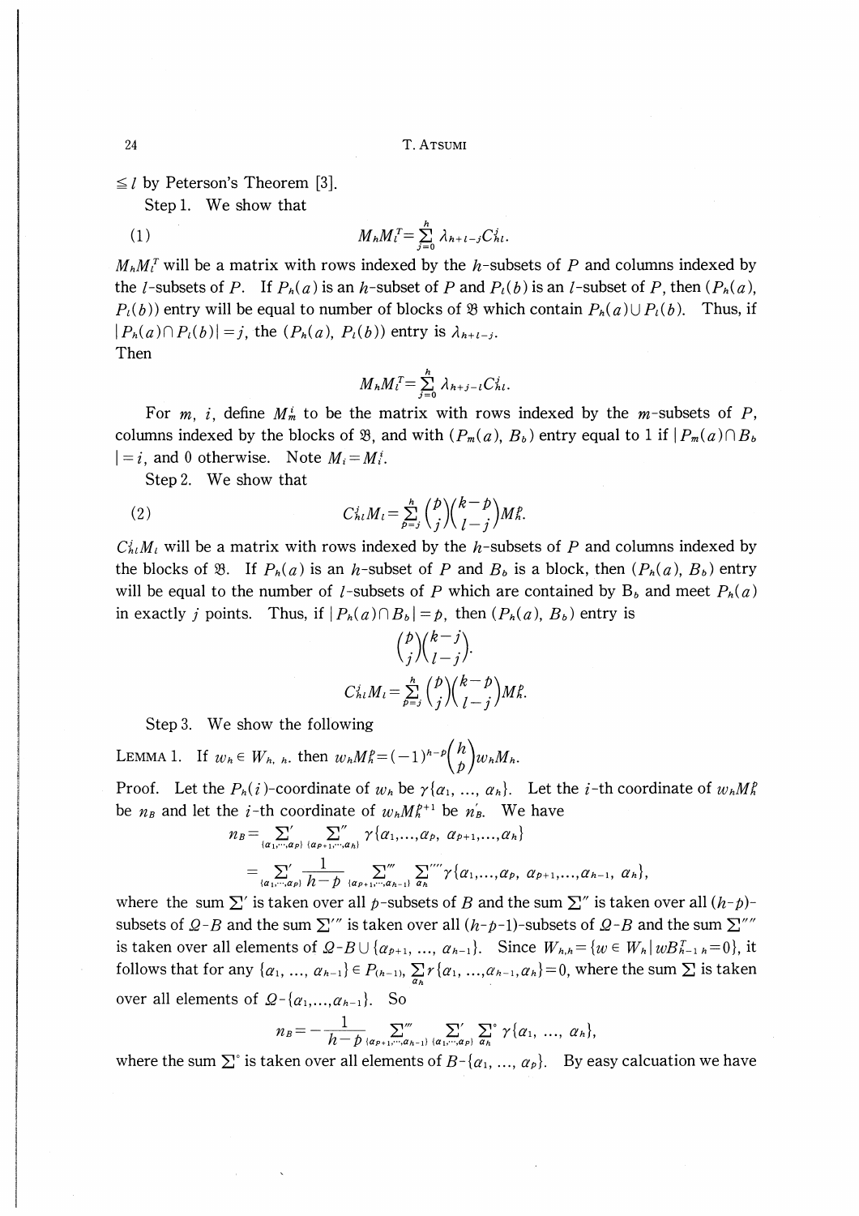$\leqq l$ by Peterson's Theorem [3].

Step 1. We show that

$$(1) \qquad M_h M_l^T = \sum_{j=0}^{h} \lambda_{h+l-j} C_{hl}^j.$$

$M_h M_l^T$ will be a matrix with rows indexed by the $h$-subsets of $P$ and columns indexed by the $l$-subsets of $P$. If $P_h(a)$ is an $h$-subset of $P$ and $P_l(b)$ is an $l$-subset of $P$, then $(P_h(a), P_l(b))$ entry will be equal to number of blocks of $\mathfrak{B}$ which contain $P_h(a) \cup P_l(b)$. Thus, if $|P_h(a) \cap P_l(b)| = j$, the $(P_h(a), P_l(b))$ entry is $\lambda_{h+l-j}$.

Then

$$M_h M_l^T = \sum_{j=0}^{h} \lambda_{h+j-l} C_{hl}^j.$$

For $m$, $i$, define $M_m^i$ to be the matrix with rows indexed by the $m$-subsets of $P$, columns indexed by the blocks of $\mathfrak{B}$, and with $(P_m(a), B_b)$ entry equal to 1 if $|P_m(a) \cap B_b| = i$, and 0 otherwise. Note $M_i = M_i^i$.

Step 2. We show that

$$(2) \qquad C_{hl}^j M_l = \sum_{p=j}^{h} \binom{p}{j} \binom{k-p}{l-j} M_h^p.$$

$C_{hl}^j M_l$ will be a matrix with rows indexed by the $h$-subsets of $P$ and columns indexed by the blocks of $\mathfrak{B}$. If $P_h(a)$ is an $h$-subset of $P$ and $B_b$ is a block, then $(P_h(a), B_b)$ entry will be equal to the number of $l$-subsets of $P$ which are contained by $B_b$ and meet $P_h(a)$ in exactly $j$ points. Thus, if $|P_h(a) \cap B_b| = p$, then $(P_h(a), B_b)$ entry is

$$\binom{p}{j} \binom{k-j}{l-j}.$$

$$C_{hl}^j M_l = \sum_{p=j}^{h} \binom{p}{j} \binom{k-p}{l-j} M_h^p.$$

Step 3. We show the following

LEMMA 1. If $w_h \in W_{h,\,h}$, then $w_h M_h^p = (-1)^{h-p} \binom{h}{p} w_h M_h$.

Proof. Let the $P_h(i)$-coordinate of $w_h$ be $\gamma\{a_1, \ldots, a_h\}$. Let the $i$-th coordinate of $w_h M_h^p$ be $n_B$ and let the $i$-th coordinate of $w_h M_h^{p+1}$ be $n_B'$. We have

$$n_B = \sum_{\{a_1,\cdots,a_p\}}' \sum_{\{a_{p+1},\cdots,a_h\}}'' \gamma\{a_1, \ldots, a_p, a_{p+1}, \ldots, a_h\}$$

$$= \sum_{\{a_1,\cdots,a_p\}}' \frac{1}{h-p} \sum_{\{a_{p+1},\cdots,a_{h-1}\}}''' \sum_{a_h}'''' \gamma\{a_1, \ldots, a_p, a_{p+1}, \ldots, a_{h-1}, a_h\},$$

where the sum $\sum'$ is taken over all $p$-subsets of $B$ and the sum $\sum''$ is taken over all $(h-p)$-subsets of $\Omega - B$ and the sum $\sum'''$ is taken over all $(h-p-1)$-subsets of $\Omega - B$ and the sum $\sum''''$ is taken over all elements of $\Omega - B \cup \{a_{p+1}, \ldots, a_{h-1}\}$. Since $W_{h,h} = \{w \in W_h \mid w B_{h-1\,h}^T = 0\}$, it follows that for any $\{a_1, \ldots, a_{h-1}\} \in P_{(h-1)}$, $\sum_{a_h} \gamma\{a_1, \ldots, a_{h-1}, a_h\} = 0$, where the sum $\sum$ is taken over all elements of $\Omega - \{a_1, \ldots, a_{h-1}\}$. So

$$n_B = -\frac{1}{h-p} \sum_{\{a_{p+1},\cdots,a_{h-1}\}}''' \sum_{\{a_1,\cdots,a_p\}}' \sum_{a_h}^{\circ} \gamma\{a_1, \ldots, a_h\},$$

where the sum $\sum^{\circ}$ is taken over all elements of $B - \{a_1, \ldots, a_p\}$. By easy calcuation we have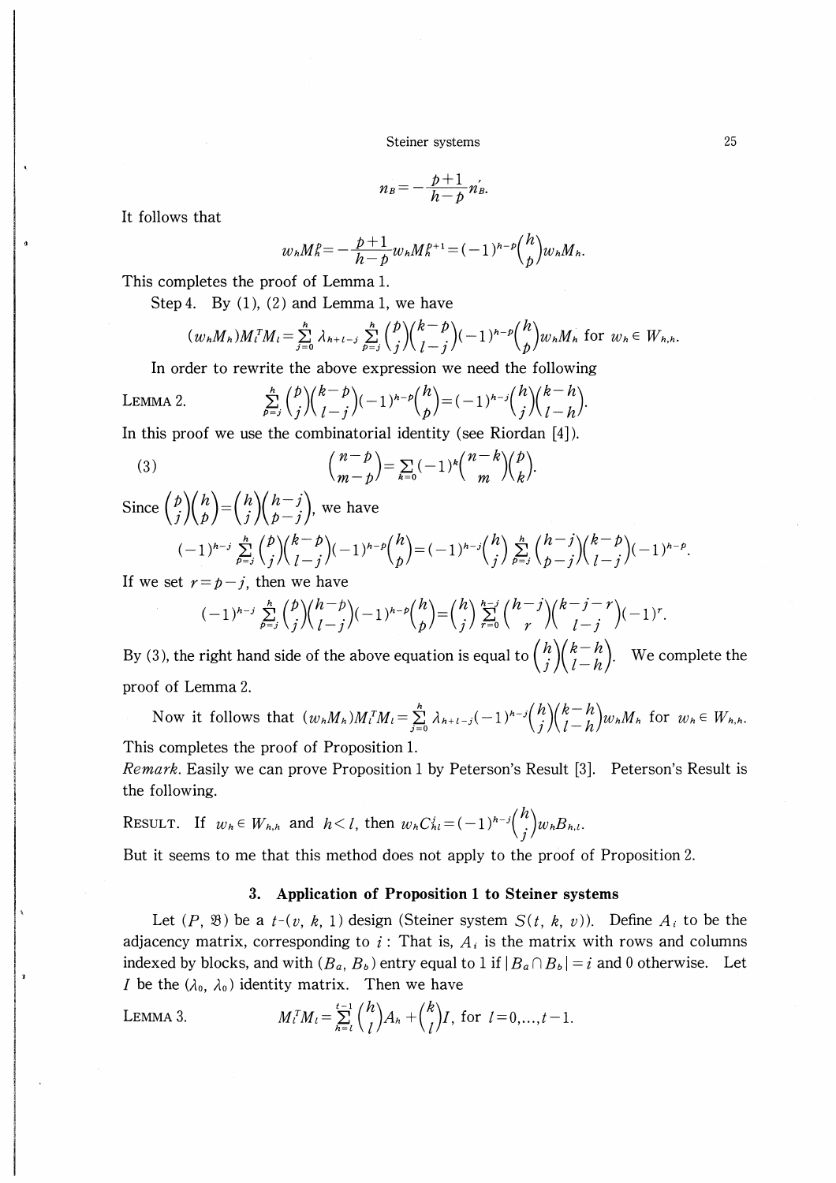$$n_B = -\frac{p+1}{h-p} n_B'.$$

It follows that

$$w_h M_h^p = -\frac{p+1}{h-p} w_h M_h^{p+1} = (-1)^{h-p} \binom{h}{p} w_h M_h.$$

This completes the proof of Lemma 1.

Step 4. By (1), (2) and Lemma 1, we have

$$(w_h M_h) M_l^T M_l = \sum_{j=0}^{h} \lambda_{h+l-j} \sum_{p=j}^{h} \binom{p}{j} \binom{k-p}{l-j} (-1)^{h-p} \binom{h}{p} w_h M_h \text{ for } w_h \in W_{h,h}.$$

In order to rewrite the above expression we need the following

LEMMA 2. $$\sum_{p=j}^{h} \binom{p}{j} \binom{k-p}{l-j} (-1)^{h-p} \binom{h}{p} = (-1)^{h-j} \binom{h}{j} \binom{k-h}{l-h}.$$

In this proof we use the combinatorial identity (see Riordan [4]).

$$\binom{n-p}{m-p} = \sum_{k=0} (-1)^k \binom{n-k}{m} \binom{p}{k}. \tag{3}$$

Since $\binom{p}{j}\binom{h}{p} = \binom{h}{j}\binom{h-j}{p-j}$, we have

$$(-1)^{h-j} \sum_{p=j}^{h} \binom{p}{j} \binom{k-p}{l-j} (-1)^{h-p} \binom{h}{p} = (-1)^{h-j} \binom{h}{j} \sum_{p=j}^{h} \binom{h-j}{p-j} \binom{k-p}{l-j} (-1)^{h-p}.$$

If we set $r = p-j$, then we have

$$(-1)^{h-j} \sum_{p=j}^{h} \binom{p}{j} \binom{h-p}{l-j} (-1)^{h-p} \binom{h}{p} = \binom{h}{j} \sum_{r=0}^{h-j} \binom{h-j}{r} \binom{k-j-r}{l-j} (-1)^r.$$

By (3), the right hand side of the above equation is equal to $\binom{h}{j}\binom{k-h}{l-h}$. We complete the proof of Lemma 2.

Now it follows that $(w_h M_h) M_l^T M_l = \sum_{j=0}^{h} \lambda_{h+l-j} (-1)^{h-j} \binom{h}{j} \binom{k-h}{l-h} w_h M_h$ for $w_h \in W_{h,h}$.

This completes the proof of Proposition 1.

*Remark.* Easily we can prove Proposition 1 by Peterson's Result [3]. Peterson's Result is the following.

RESULT. If $w_h \in W_{h,h}$ and $h < l$, then $w_h C_{hl}^j = (-1)^{h-j} \binom{h}{j} w_h B_{h,l}$.

But it seems to me that this method does not apply to the proof of Proposition 2.

## 3. Application of Proposition 1 to Steiner systems

Let $(P, \mathfrak{B})$ be a $t$-$(v, k, 1)$ design (Steiner system $S(t, k, v)$). Define $A_i$ to be the adjacency matrix, corresponding to $i$: That is, $A_i$ is the matrix with rows and columns indexed by blocks, and with $(B_a, B_b)$ entry equal to 1 if $|B_a \cap B_b| = i$ and 0 otherwise. Let $I$ be the $(\lambda_0, \lambda_0)$ identity matrix. Then we have

LEMMA 3. $$M_l^T M_l = \sum_{h=l}^{t-1} \binom{h}{l} A_h + \binom{k}{l} I, \text{ for } l = 0, \ldots, t-1.$$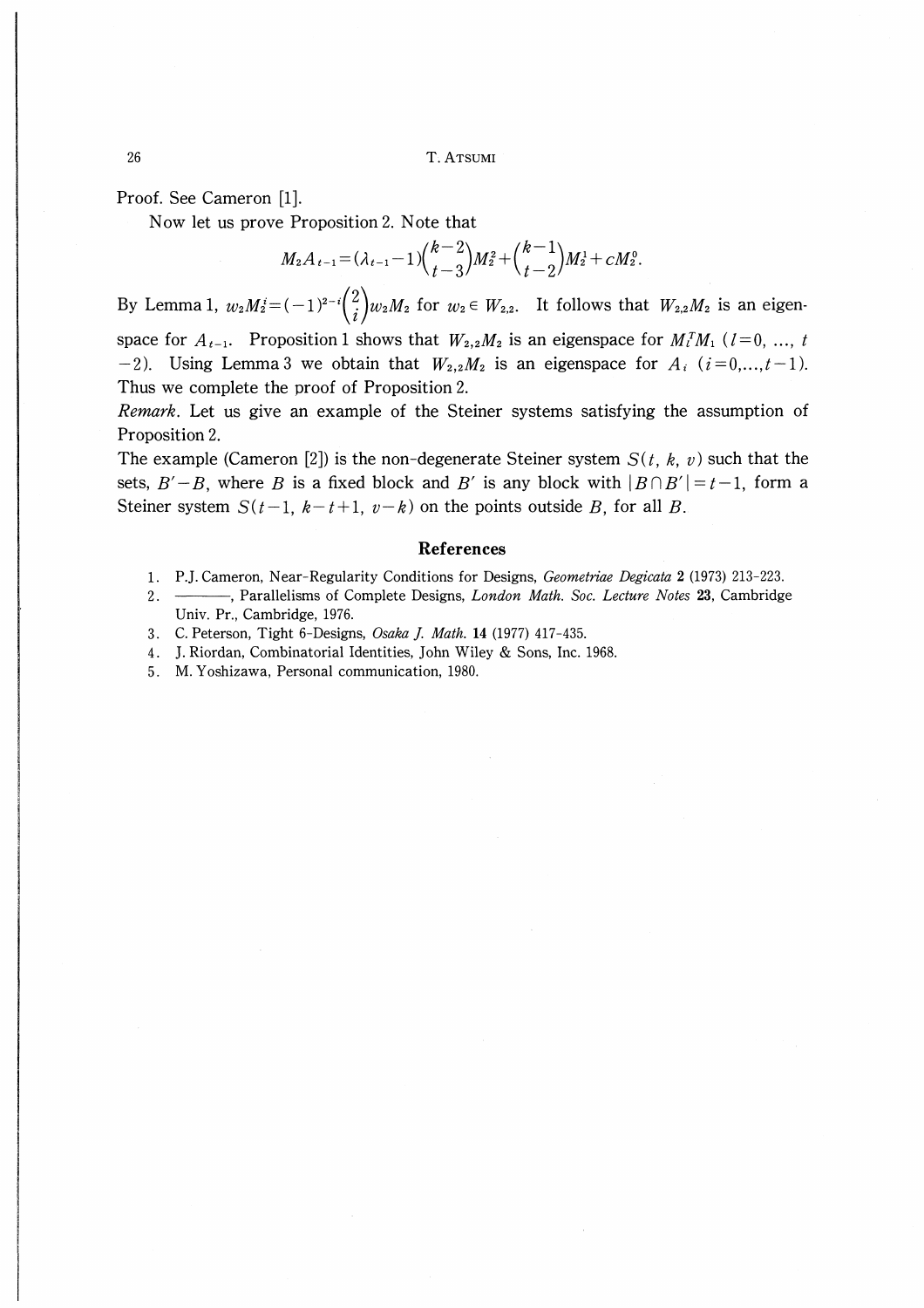Proof. See Cameron [1].

Now let us prove Proposition 2. Note that

$$M_2 A_{t-1} = (\lambda_{t-1} - 1)\binom{k-2}{t-3} M_2^2 + \binom{k-1}{t-2} M_2^1 + c M_2^0.$$

By Lemma 1, $w_2 M_2^i = (-1)^{2-i}\binom{2}{i} w_2 M_2$ for $w_2 \in W_{2,2}$. It follows that $W_{2,2}M_2$ is an eigenspace for $A_{t-1}$. Proposition 1 shows that $W_{2,2}M_2$ is an eigenspace for $M_l^T M_1$ ($l=0, \ldots, t-2$). Using Lemma 3 we obtain that $W_{2,2}M_2$ is an eigenspace for $A_i$ ($i=0,\ldots,t-1$). Thus we complete the proof of Proposition 2.

*Remark.* Let us give an example of the Steiner systems satisfying the assumption of Proposition 2.

The example (Cameron [2]) is the non-degenerate Steiner system $S(t, k, v)$ such that the sets, $B' - B$, where $B$ is a fixed block and $B'$ is any block with $|B \cap B'| = t-1$, form a Steiner system $S(t-1, k-t+1, v-k)$ on the points outside $B$, for all $B$.

## References

1. P.J. Cameron, Near-Regularity Conditions for Designs, *Geometriae Degicata* **2** (1973) 213-223.
2. ———, Parallelisms of Complete Designs, *London Math. Soc. Lecture Notes* **23**, Cambridge Univ. Pr., Cambridge, 1976.
3. C. Peterson, Tight 6-Designs, *Osaka J. Math.* **14** (1977) 417-435.
4. J. Riordan, Combinatorial Identities, John Wiley & Sons, Inc. 1968.
5. M. Yoshizawa, Personal communication, 1980.